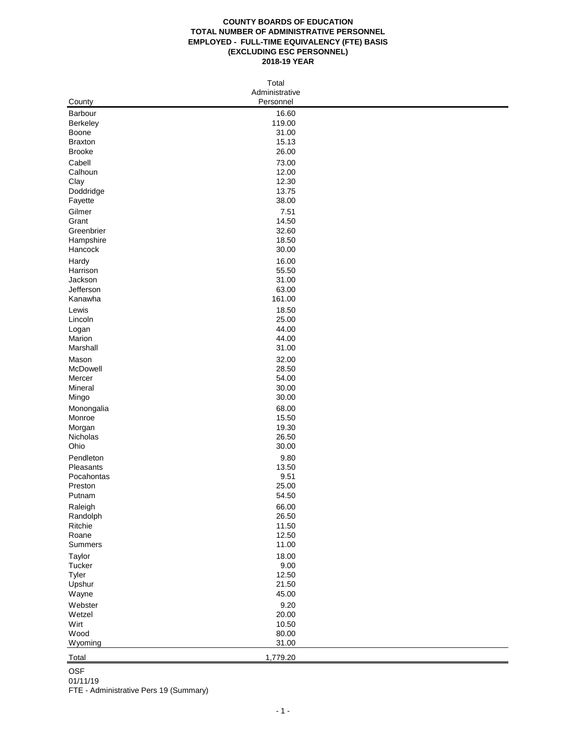# COUNTY BOARDS OF EDUCATION
## TOTAL NUMBER OF ADMINISTRATIVE PERSONNEL
## EMPLOYED - FULL-TIME EQUIVALENCY (FTE) BASIS
## (EXCLUDING ESC PERSONNEL)
## 2018-19 YEAR

| County | Total Administrative Personnel |
|---|---|
| Barbour | 16.60 |
| Berkeley | 119.00 |
| Boone | 31.00 |
| Braxton | 15.13 |
| Brooke | 26.00 |
| Cabell | 73.00 |
| Calhoun | 12.00 |
| Clay | 12.30 |
| Doddridge | 13.75 |
| Fayette | 38.00 |
| Gilmer | 7.51 |
| Grant | 14.50 |
| Greenbrier | 32.60 |
| Hampshire | 18.50 |
| Hancock | 30.00 |
| Hardy | 16.00 |
| Harrison | 55.50 |
| Jackson | 31.00 |
| Jefferson | 63.00 |
| Kanawha | 161.00 |
| Lewis | 18.50 |
| Lincoln | 25.00 |
| Logan | 44.00 |
| Marion | 44.00 |
| Marshall | 31.00 |
| Mason | 32.00 |
| McDowell | 28.50 |
| Mercer | 54.00 |
| Mineral | 30.00 |
| Mingo | 30.00 |
| Monongalia | 68.00 |
| Monroe | 15.50 |
| Morgan | 19.30 |
| Nicholas | 26.50 |
| Ohio | 30.00 |
| Pendleton | 9.80 |
| Pleasants | 13.50 |
| Pocahontas | 9.51 |
| Preston | 25.00 |
| Putnam | 54.50 |
| Raleigh | 66.00 |
| Randolph | 26.50 |
| Ritchie | 11.50 |
| Roane | 12.50 |
| Summers | 11.00 |
| Taylor | 18.00 |
| Tucker | 9.00 |
| Tyler | 12.50 |
| Upshur | 21.50 |
| Wayne | 45.00 |
| Webster | 9.20 |
| Wetzel | 20.00 |
| Wirt | 10.50 |
| Wood | 80.00 |
| Wyoming | 31.00 |
| Total | 1,779.20 |

OSF
01/11/19
FTE - Administrative Pers 19 (Summary)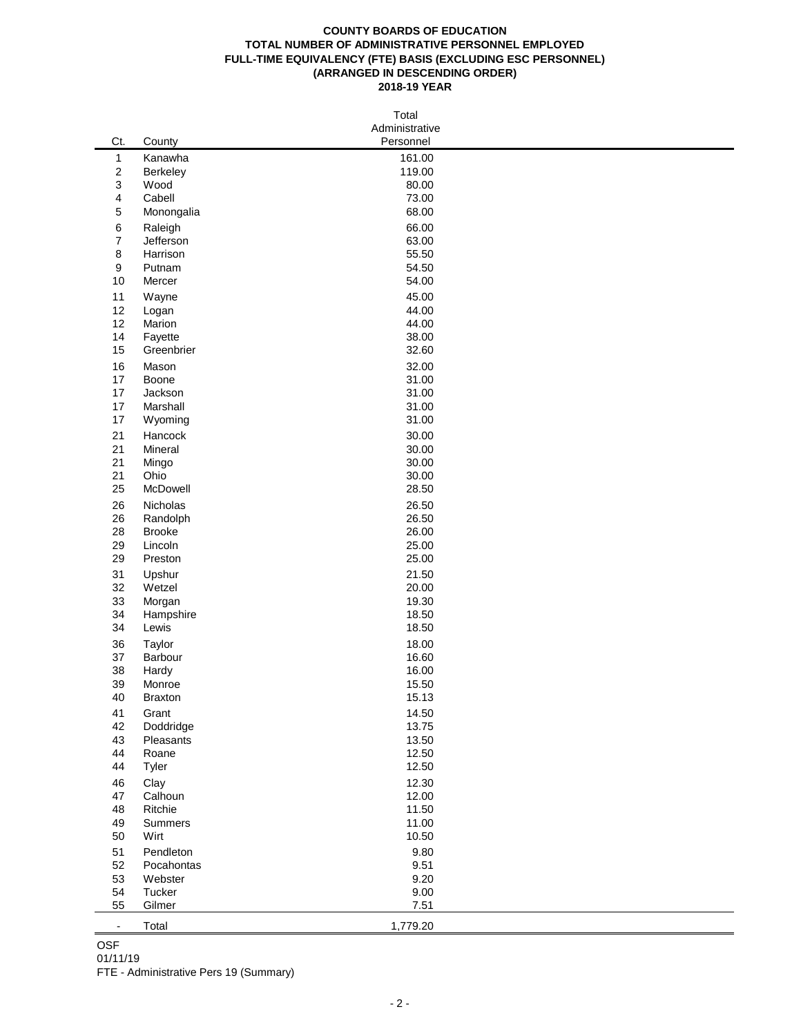**COUNTY BOARDS OF EDUCATION**
**TOTAL NUMBER OF ADMINISTRATIVE PERSONNEL EMPLOYED**
**FULL-TIME EQUIVALENCY (FTE) BASIS (EXCLUDING ESC PERSONNEL)**
**(ARRANGED IN DESCENDING ORDER)**
**2018-19 YEAR**

| Ct. | County | Total Administrative Personnel |
|---|---|---|
| 1 | Kanawha | 161.00 |
| 2 | Berkeley | 119.00 |
| 3 | Wood | 80.00 |
| 4 | Cabell | 73.00 |
| 5 | Monongalia | 68.00 |
| 6 | Raleigh | 66.00 |
| 7 | Jefferson | 63.00 |
| 8 | Harrison | 55.50 |
| 9 | Putnam | 54.50 |
| 10 | Mercer | 54.00 |
| 11 | Wayne | 45.00 |
| 12 | Logan | 44.00 |
| 12 | Marion | 44.00 |
| 14 | Fayette | 38.00 |
| 15 | Greenbrier | 32.60 |
| 16 | Mason | 32.00 |
| 17 | Boone | 31.00 |
| 17 | Jackson | 31.00 |
| 17 | Marshall | 31.00 |
| 17 | Wyoming | 31.00 |
| 21 | Hancock | 30.00 |
| 21 | Mineral | 30.00 |
| 21 | Mingo | 30.00 |
| 21 | Ohio | 30.00 |
| 25 | McDowell | 28.50 |
| 26 | Nicholas | 26.50 |
| 26 | Randolph | 26.50 |
| 28 | Brooke | 26.00 |
| 29 | Lincoln | 25.00 |
| 29 | Preston | 25.00 |
| 31 | Upshur | 21.50 |
| 32 | Wetzel | 20.00 |
| 33 | Morgan | 19.30 |
| 34 | Hampshire | 18.50 |
| 34 | Lewis | 18.50 |
| 36 | Taylor | 18.00 |
| 37 | Barbour | 16.60 |
| 38 | Hardy | 16.00 |
| 39 | Monroe | 15.50 |
| 40 | Braxton | 15.13 |
| 41 | Grant | 14.50 |
| 42 | Doddridge | 13.75 |
| 43 | Pleasants | 13.50 |
| 44 | Roane | 12.50 |
| 44 | Tyler | 12.50 |
| 46 | Clay | 12.30 |
| 47 | Calhoun | 12.00 |
| 48 | Ritchie | 11.50 |
| 49 | Summers | 11.00 |
| 50 | Wirt | 10.50 |
| 51 | Pendleton | 9.80 |
| 52 | Pocahontas | 9.51 |
| 53 | Webster | 9.20 |
| 54 | Tucker | 9.00 |
| 55 | Gilmer | 7.51 |
| - | Total | 1,779.20 |

OSF
01/11/19
FTE - Administrative Pers 19 (Summary)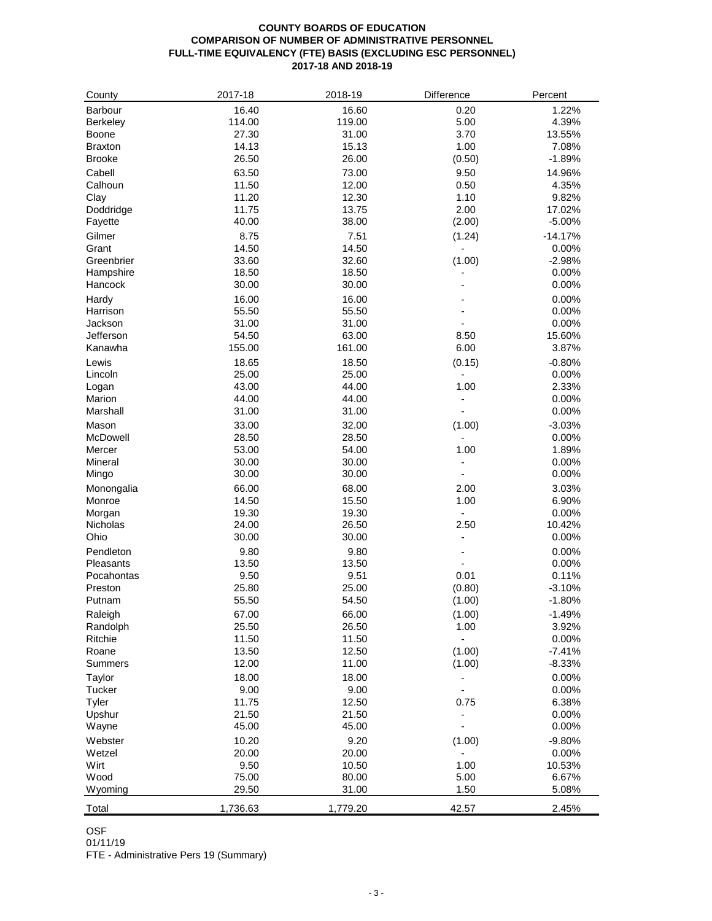**COUNTY BOARDS OF EDUCATION**
**COMPARISON OF NUMBER OF ADMINISTRATIVE PERSONNEL**
**FULL-TIME EQUIVALENCY (FTE) BASIS (EXCLUDING ESC PERSONNEL)**
**2017-18 AND 2018-19**

| County | 2017-18 | 2018-19 | Difference | Percent |
|---|---|---|---|---|
| Barbour | 16.40 | 16.60 | 0.20 | 1.22% |
| Berkeley | 114.00 | 119.00 | 5.00 | 4.39% |
| Boone | 27.30 | 31.00 | 3.70 | 13.55% |
| Braxton | 14.13 | 15.13 | 1.00 | 7.08% |
| Brooke | 26.50 | 26.00 | (0.50) | -1.89% |
| Cabell | 63.50 | 73.00 | 9.50 | 14.96% |
| Calhoun | 11.50 | 12.00 | 0.50 | 4.35% |
| Clay | 11.20 | 12.30 | 1.10 | 9.82% |
| Doddridge | 11.75 | 13.75 | 2.00 | 17.02% |
| Fayette | 40.00 | 38.00 | (2.00) | -5.00% |
| Gilmer | 8.75 | 7.51 | (1.24) | -14.17% |
| Grant | 14.50 | 14.50 | - | 0.00% |
| Greenbrier | 33.60 | 32.60 | (1.00) | -2.98% |
| Hampshire | 18.50 | 18.50 | - | 0.00% |
| Hancock | 30.00 | 30.00 | - | 0.00% |
| Hardy | 16.00 | 16.00 | - | 0.00% |
| Harrison | 55.50 | 55.50 | - | 0.00% |
| Jackson | 31.00 | 31.00 | - | 0.00% |
| Jefferson | 54.50 | 63.00 | 8.50 | 15.60% |
| Kanawha | 155.00 | 161.00 | 6.00 | 3.87% |
| Lewis | 18.65 | 18.50 | (0.15) | -0.80% |
| Lincoln | 25.00 | 25.00 | - | 0.00% |
| Logan | 43.00 | 44.00 | 1.00 | 2.33% |
| Marion | 44.00 | 44.00 | - | 0.00% |
| Marshall | 31.00 | 31.00 | - | 0.00% |
| Mason | 33.00 | 32.00 | (1.00) | -3.03% |
| McDowell | 28.50 | 28.50 | - | 0.00% |
| Mercer | 53.00 | 54.00 | 1.00 | 1.89% |
| Mineral | 30.00 | 30.00 | - | 0.00% |
| Mingo | 30.00 | 30.00 | - | 0.00% |
| Monongalia | 66.00 | 68.00 | 2.00 | 3.03% |
| Monroe | 14.50 | 15.50 | 1.00 | 6.90% |
| Morgan | 19.30 | 19.30 | - | 0.00% |
| Nicholas | 24.00 | 26.50 | 2.50 | 10.42% |
| Ohio | 30.00 | 30.00 | - | 0.00% |
| Pendleton | 9.80 | 9.80 | - | 0.00% |
| Pleasants | 13.50 | 13.50 | - | 0.00% |
| Pocahontas | 9.50 | 9.51 | 0.01 | 0.11% |
| Preston | 25.80 | 25.00 | (0.80) | -3.10% |
| Putnam | 55.50 | 54.50 | (1.00) | -1.80% |
| Raleigh | 67.00 | 66.00 | (1.00) | -1.49% |
| Randolph | 25.50 | 26.50 | 1.00 | 3.92% |
| Ritchie | 11.50 | 11.50 | - | 0.00% |
| Roane | 13.50 | 12.50 | (1.00) | -7.41% |
| Summers | 12.00 | 11.00 | (1.00) | -8.33% |
| Taylor | 18.00 | 18.00 | - | 0.00% |
| Tucker | 9.00 | 9.00 | - | 0.00% |
| Tyler | 11.75 | 12.50 | 0.75 | 6.38% |
| Upshur | 21.50 | 21.50 | - | 0.00% |
| Wayne | 45.00 | 45.00 | - | 0.00% |
| Webster | 10.20 | 9.20 | (1.00) | -9.80% |
| Wetzel | 20.00 | 20.00 | - | 0.00% |
| Wirt | 9.50 | 10.50 | 1.00 | 10.53% |
| Wood | 75.00 | 80.00 | 5.00 | 6.67% |
| Wyoming | 29.50 | 31.00 | 1.50 | 5.08% |
| Total | 1,736.63 | 1,779.20 | 42.57 | 2.45% |

OSF
01/11/19
FTE - Administrative Pers 19 (Summary)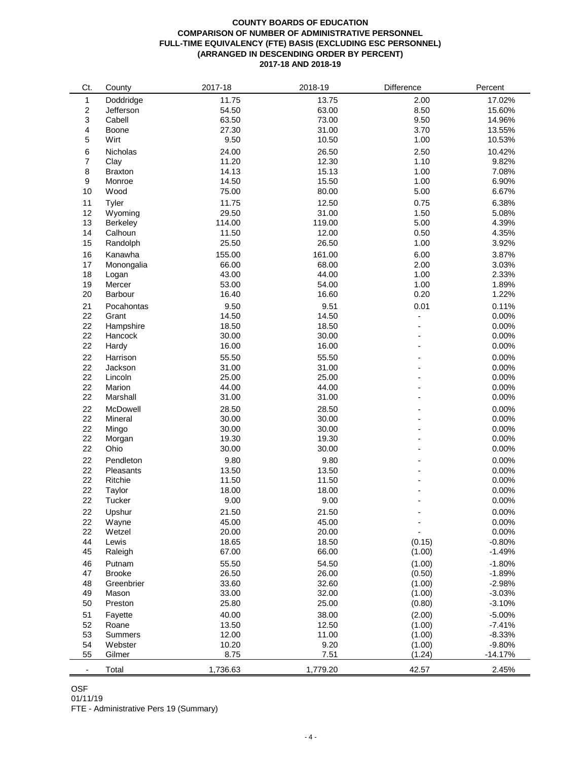**COUNTY BOARDS OF EDUCATION**
**COMPARISON OF NUMBER OF ADMINISTRATIVE PERSONNEL**
**FULL-TIME EQUIVALENCY (FTE) BASIS (EXCLUDING ESC PERSONNEL)**
**(ARRANGED IN DESCENDING ORDER BY PERCENT)**
**2017-18 AND 2018-19**

| Ct. | County | 2017-18 | 2018-19 | Difference | Percent |
|---|---|---|---|---|---|
| 1 | Doddridge | 11.75 | 13.75 | 2.00 | 17.02% |
| 2 | Jefferson | 54.50 | 63.00 | 8.50 | 15.60% |
| 3 | Cabell | 63.50 | 73.00 | 9.50 | 14.96% |
| 4 | Boone | 27.30 | 31.00 | 3.70 | 13.55% |
| 5 | Wirt | 9.50 | 10.50 | 1.00 | 10.53% |
| 6 | Nicholas | 24.00 | 26.50 | 2.50 | 10.42% |
| 7 | Clay | 11.20 | 12.30 | 1.10 | 9.82% |
| 8 | Braxton | 14.13 | 15.13 | 1.00 | 7.08% |
| 9 | Monroe | 14.50 | 15.50 | 1.00 | 6.90% |
| 10 | Wood | 75.00 | 80.00 | 5.00 | 6.67% |
| 11 | Tyler | 11.75 | 12.50 | 0.75 | 6.38% |
| 12 | Wyoming | 29.50 | 31.00 | 1.50 | 5.08% |
| 13 | Berkeley | 114.00 | 119.00 | 5.00 | 4.39% |
| 14 | Calhoun | 11.50 | 12.00 | 0.50 | 4.35% |
| 15 | Randolph | 25.50 | 26.50 | 1.00 | 3.92% |
| 16 | Kanawha | 155.00 | 161.00 | 6.00 | 3.87% |
| 17 | Monongalia | 66.00 | 68.00 | 2.00 | 3.03% |
| 18 | Logan | 43.00 | 44.00 | 1.00 | 2.33% |
| 19 | Mercer | 53.00 | 54.00 | 1.00 | 1.89% |
| 20 | Barbour | 16.40 | 16.60 | 0.20 | 1.22% |
| 21 | Pocahontas | 9.50 | 9.51 | 0.01 | 0.11% |
| 22 | Grant | 14.50 | 14.50 | - | 0.00% |
| 22 | Hampshire | 18.50 | 18.50 | - | 0.00% |
| 22 | Hancock | 30.00 | 30.00 | - | 0.00% |
| 22 | Hardy | 16.00 | 16.00 | - | 0.00% |
| 22 | Harrison | 55.50 | 55.50 | - | 0.00% |
| 22 | Jackson | 31.00 | 31.00 | - | 0.00% |
| 22 | Lincoln | 25.00 | 25.00 | - | 0.00% |
| 22 | Marion | 44.00 | 44.00 | - | 0.00% |
| 22 | Marshall | 31.00 | 31.00 | - | 0.00% |
| 22 | McDowell | 28.50 | 28.50 | - | 0.00% |
| 22 | Mineral | 30.00 | 30.00 | - | 0.00% |
| 22 | Mingo | 30.00 | 30.00 | - | 0.00% |
| 22 | Morgan | 19.30 | 19.30 | - | 0.00% |
| 22 | Ohio | 30.00 | 30.00 | - | 0.00% |
| 22 | Pendleton | 9.80 | 9.80 | - | 0.00% |
| 22 | Pleasants | 13.50 | 13.50 | - | 0.00% |
| 22 | Ritchie | 11.50 | 11.50 | - | 0.00% |
| 22 | Taylor | 18.00 | 18.00 | - | 0.00% |
| 22 | Tucker | 9.00 | 9.00 | - | 0.00% |
| 22 | Upshur | 21.50 | 21.50 | - | 0.00% |
| 22 | Wayne | 45.00 | 45.00 | - | 0.00% |
| 22 | Wetzel | 20.00 | 20.00 | - | 0.00% |
| 44 | Lewis | 18.65 | 18.50 | (0.15) | -0.80% |
| 45 | Raleigh | 67.00 | 66.00 | (1.00) | -1.49% |
| 46 | Putnam | 55.50 | 54.50 | (1.00) | -1.80% |
| 47 | Brooke | 26.50 | 26.00 | (0.50) | -1.89% |
| 48 | Greenbrier | 33.60 | 32.60 | (1.00) | -2.98% |
| 49 | Mason | 33.00 | 32.00 | (1.00) | -3.03% |
| 50 | Preston | 25.80 | 25.00 | (0.80) | -3.10% |
| 51 | Fayette | 40.00 | 38.00 | (2.00) | -5.00% |
| 52 | Roane | 13.50 | 12.50 | (1.00) | -7.41% |
| 53 | Summers | 12.00 | 11.00 | (1.00) | -8.33% |
| 54 | Webster | 10.20 | 9.20 | (1.00) | -9.80% |
| 55 | Gilmer | 8.75 | 7.51 | (1.24) | -14.17% |
| - | Total | 1,736.63 | 1,779.20 | 42.57 | 2.45% |

OSF
01/11/19
FTE - Administrative Pers 19 (Summary)